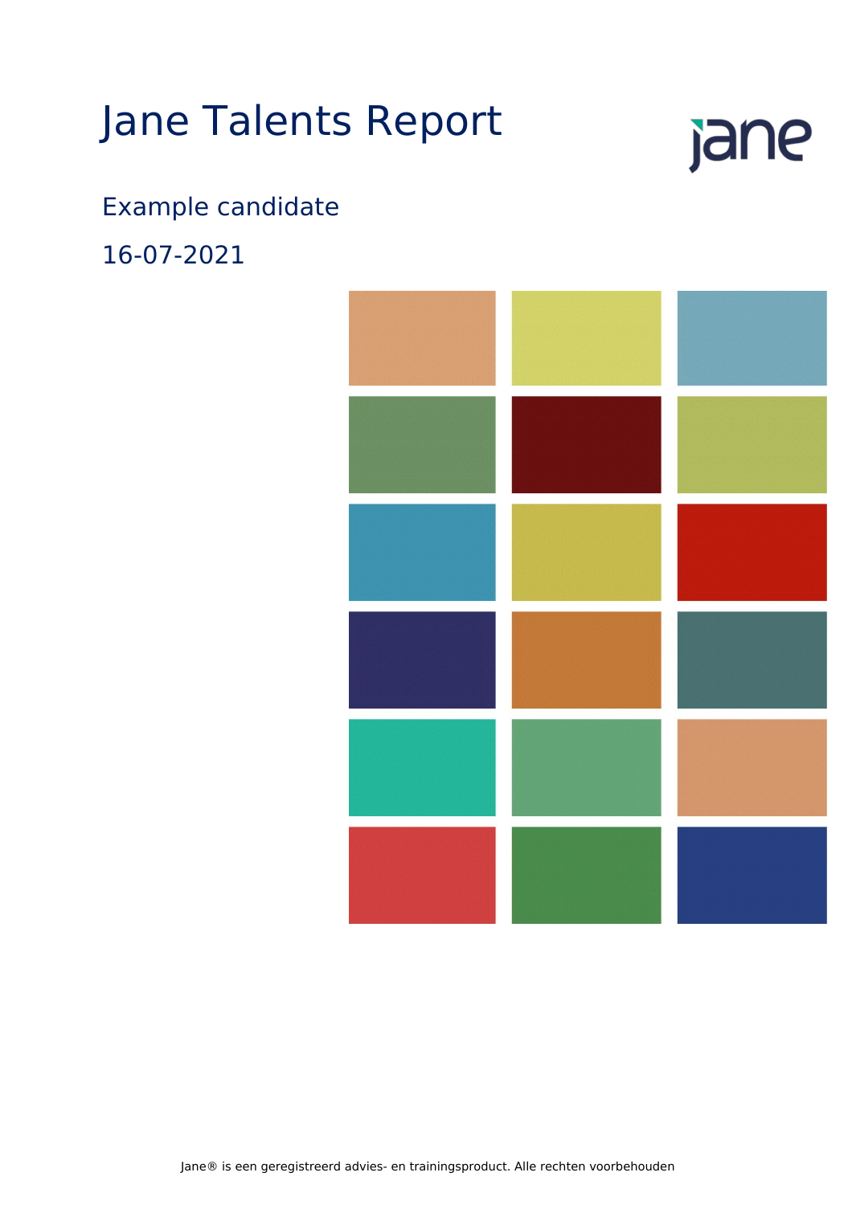# Jane Talents Report

Example candidate

16-07-2021

Jane® is een geregistreerd advies- en trainingsproduct. Alle rechten voorbehouden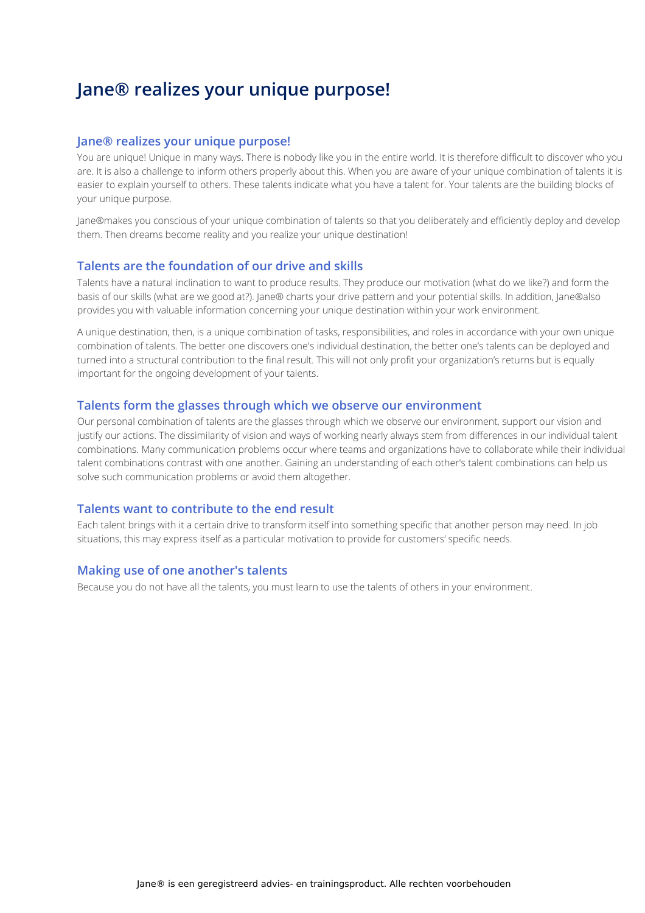# Jane® realizes your unique purpose!

## Jane® realizes your unique purpose!

You are unique! Unique in many ways. There is nobody like you in the entire world. It is therefore difficult to discover who you are. It is also a challenge to inform others properly about this. When you are aware of your unique combination of talents it is easier to explain yourself to others. These talents indicate what you have a talent for. Your talents are the building blocks of your unique purpose.

Jane®makes you conscious of your unique combination of talents so that you deliberately and efficiently deploy and develop them. Then dreams become reality and you realize your unique destination!

## Talents are the foundation of our drive and skills

Talents have a natural inclination to want to produce results. They produce our motivation (what do we like?) and form the basis of our skills (what are we good at?). Jane® charts your drive pattern and your potential skills. In addition, Jane®also provides you with valuable information concerning your unique destination within your work environment.

A unique destination, then, is a unique combination of tasks, responsibilities, and roles in accordance with your own unique combination of talents. The better one discovers one's individual destination, the better one's talents can be deployed and turned into a structural contribution to the final result. This will not only profit your organization's returns but is equally important for the ongoing development of your talents.

## Talents form the glasses through which we observe our environment

Our personal combination of talents are the glasses through which we observe our environment, support our vision and justify our actions. The dissimilarity of vision and ways of working nearly always stem from differences in our individual talent combinations. Many communication problems occur where teams and organizations have to collaborate while their individual talent combinations contrast with one another. Gaining an understanding of each other's talent combinations can help us solve such communication problems or avoid them altogether.

## Talents want to contribute to the end result

Each talent brings with it a certain drive to transform itself into something specific that another person may need. In job situations, this may express itself as a particular motivation to provide for customers' specific needs.

## Making use of one another's talents

Because you do not have all the talents, you must learn to use the talents of others in your environment.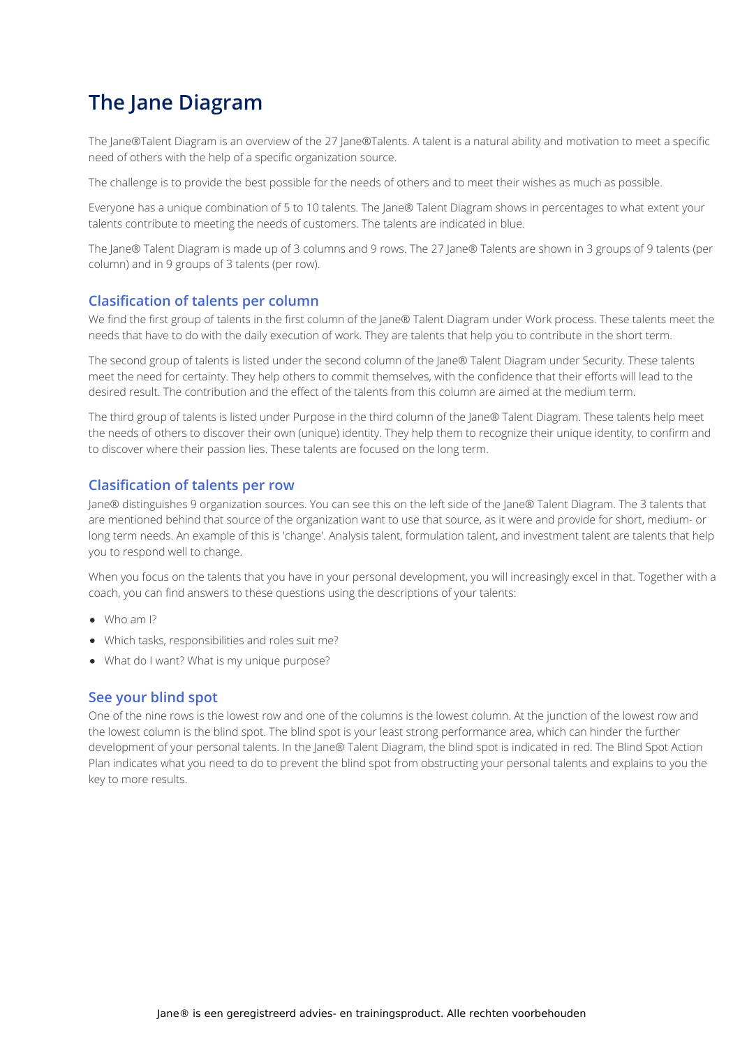# The Jane Diagram

The Jane®Talent Diagram is an overview of the 27 Jane®Talents. A talent is a natural ability and motivation to meet a specific need of others with the help of a specific organization source.

The challenge is to provide the best possible for the needs of others and to meet their wishes as much as possible.

Everyone has a unique combination of 5 to 10 talents. The Jane® Talent Diagram shows in percentages to what extent your talents contribute to meeting the needs of customers. The talents are indicated in blue.

The Jane® Talent Diagram is made up of 3 columns and 9 rows. The 27 Jane® Talents are shown in 3 groups of 9 talents (per column) and in 9 groups of 3 talents (per row).

## Clasification of talents per column

We find the first group of talents in the first column of the Jane® Talent Diagram under Work process. These talents meet the needs that have to do with the daily execution of work. They are talents that help you to contribute in the short term.

The second group of talents is listed under the second column of the Jane® Talent Diagram under Security. These talents meet the need for certainty. They help others to commit themselves, with the confidence that their efforts will lead to the desired result. The contribution and the effect of the talents from this column are aimed at the medium term.

The third group of talents is listed under Purpose in the third column of the Jane® Talent Diagram. These talents help meet the needs of others to discover their own (unique) identity. They help them to recognize their unique identity, to confirm and to discover where their passion lies. These talents are focused on the long term.

## Clasification of talents per row

Jane® distinguishes 9 organization sources. You can see this on the left side of the Jane® Talent Diagram. The 3 talents that are mentioned behind that source of the organization want to use that source, as it were and provide for short, medium- or long term needs. An example of this is 'change'. Analysis talent, formulation talent, and investment talent are talents that help you to respond well to change.

When you focus on the talents that you have in your personal development, you will increasingly excel in that. Together with a coach, you can find answers to these questions using the descriptions of your talents:

- Who am I?
- Which tasks, responsibilities and roles suit me?
- What do I want? What is my unique purpose?

## See your blind spot

One of the nine rows is the lowest row and one of the columns is the lowest column. At the junction of the lowest row and the lowest column is the blind spot. The blind spot is your least strong performance area, which can hinder the further development of your personal talents. In the Jane® Talent Diagram, the blind spot is indicated in red. The Blind Spot Action Plan indicates what you need to do to prevent the blind spot from obstructing your personal talents and explains to you the key to more results.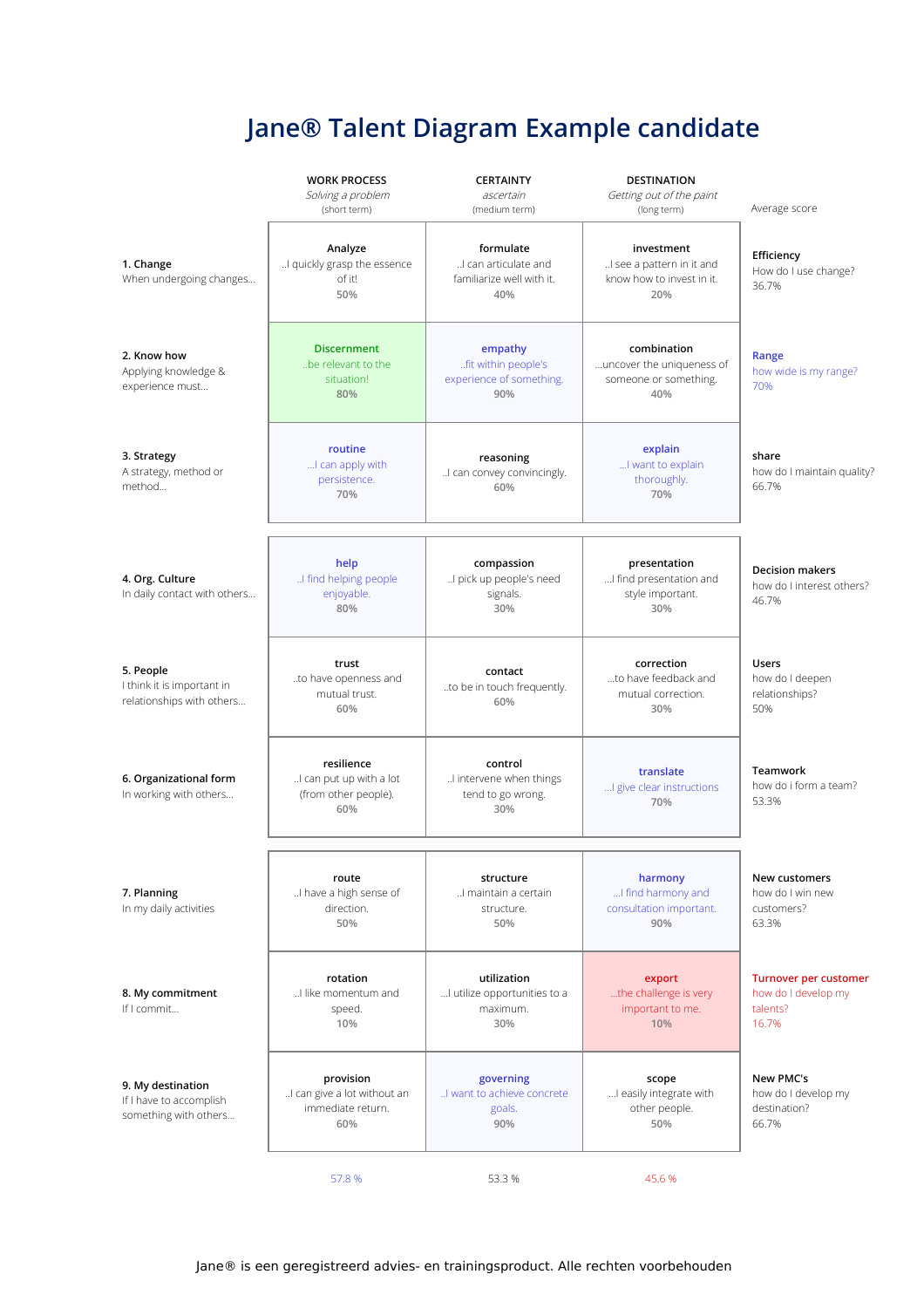# Jane® Talent Diagram Example candidate

| | WORK PROCESS<br>*Solving a problem*<br>(short term) | CERTAINTY<br>*ascertain*<br>(medium term) | DESTINATION<br>*Getting out of the paint*<br>(long term) | Average score |
|---|---|---|---|---|
| **1. Change**<br>When undergoing changes... | **Analyze**<br>..I quickly grasp the essence of it!<br>50% | **formulate**<br>..I can articulate and familiarize well with it.<br>40% | **investment**<br>..I see a pattern in it and know how to invest in it.<br>20% | **Efficiency**<br>How do I use change?<br>36.7% |
| **2. Know how**<br>Applying knowledge & experience must... | **Discernment**<br>..be relevant to the situation!<br>80% | **empathy**<br>..fit within people's experience of something.<br>90% | **combination**<br>...uncover the uniqueness of someone or something.<br>40% | **Range**<br>how wide is my range?<br>70% |
| **3. Strategy**<br>A strategy, method or method... | **routine**<br>...I can apply with persistence.<br>70% | **reasoning**<br>..I can convey convincingly.<br>60% | **explain**<br>...I want to explain thoroughly.<br>70% | **share**<br>how do I maintain quality?<br>66.7% |
| **4. Org. Culture**<br>In daily contact with others... | **help**<br>..I find helping people enjoyable.<br>80% | **compassion**<br>..I pick up people's need signals.<br>30% | **presentation**<br>...I find presentation and style important.<br>30% | **Decision makers**<br>how do I interest others?<br>46.7% |
| **5. People**<br>I think it is important in relationships with others... | **trust**<br>..to have openness and mutual trust.<br>60% | **contact**<br>..to be in touch frequently.<br>60% | **correction**<br>...to have feedback and mutual correction.<br>30% | **Users**<br>how do I deepen relationships?<br>50% |
| **6. Organizational form**<br>In working with others... | **resilience**<br>..I can put up with a lot (from other people).<br>60% | **control**<br>..I intervene when things tend to go wrong.<br>30% | **translate**<br>...I give clear instructions<br>70% | **Teamwork**<br>how do i form a team?<br>53.3% |
| **7. Planning**<br>In my daily activities | **route**<br>..I have a high sense of direction.<br>50% | **structure**<br>..I maintain a certain structure.<br>50% | **harmony**<br>...I find harmony and consultation important.<br>90% | **New customers**<br>how do I win new customers?<br>63.3% |
| **8. My commitment**<br>If I commit... | **rotation**<br>..I like momentum and speed.<br>10% | **utilization**<br>...I utilize opportunities to a maximum.<br>30% | **export**<br>...the challenge is very important to me.<br>10% | **Turnover per customer**<br>how do I develop my talents?<br>16.7% |
| **9. My destination**<br>If I have to accomplish something with others... | **provision**<br>..I can give a lot without an immediate return.<br>60% | **governing**<br>..I want to achieve concrete goals.<br>90% | **scope**<br>...I easily integrate with other people.<br>50% | **New PMC's**<br>how do I develop my destination?<br>66.7% |
| | 57.8 % | 53.3 % | 45.6 % | |

Jane® is een geregistreerd advies- en trainingsproduct. Alle rechten voorbehouden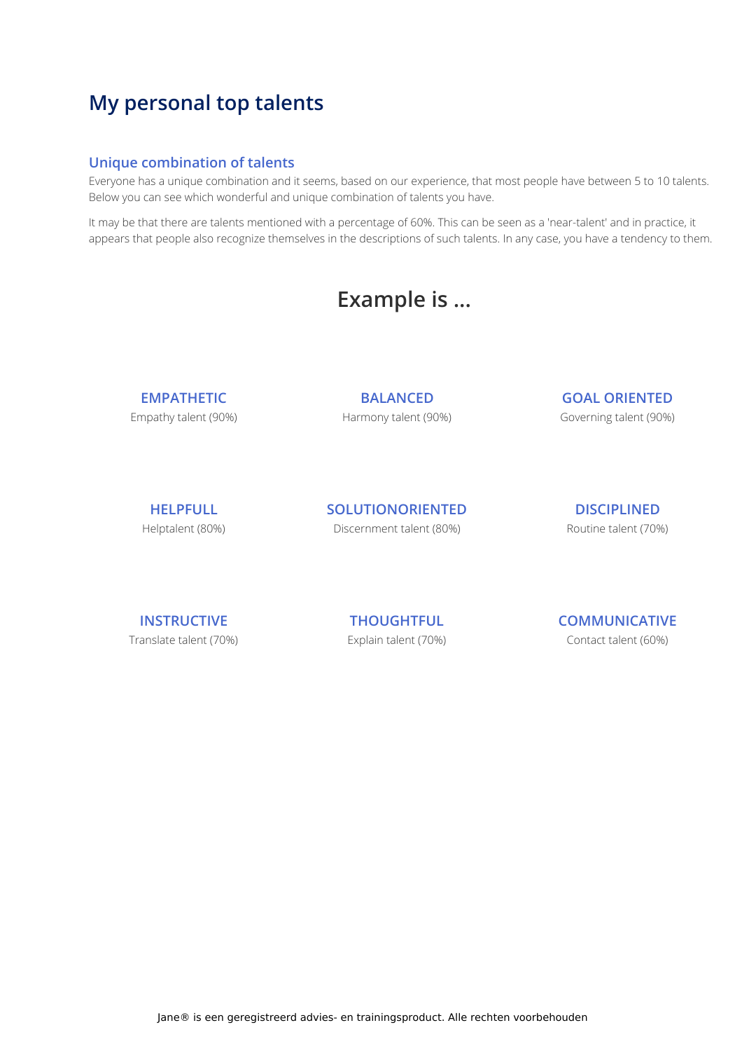# My personal top talents

## Unique combination of talents

Everyone has a unique combination and it seems, based on our experience, that most people have between 5 to 10 talents. Below you can see which wonderful and unique combination of talents you have.

It may be that there are talents mentioned with a percentage of 60%. This can be seen as a 'near-talent' and in practice, it appears that people also recognize themselves in the descriptions of such talents. In any case, you have a tendency to them.

## Example is ...

**EMPATHETIC**
Empathy talent (90%)

**BALANCED**
Harmony talent (90%)

**GOAL ORIENTED**
Governing talent (90%)

**HELPFULL**
Helptalent (80%)

**SOLUTIONORIENTED**
Discernment talent (80%)

**DISCIPLINED**
Routine talent (70%)

**INSTRUCTIVE**
Translate talent (70%)

**THOUGHTFUL**
Explain talent (70%)

**COMMUNICATIVE**
Contact talent (60%)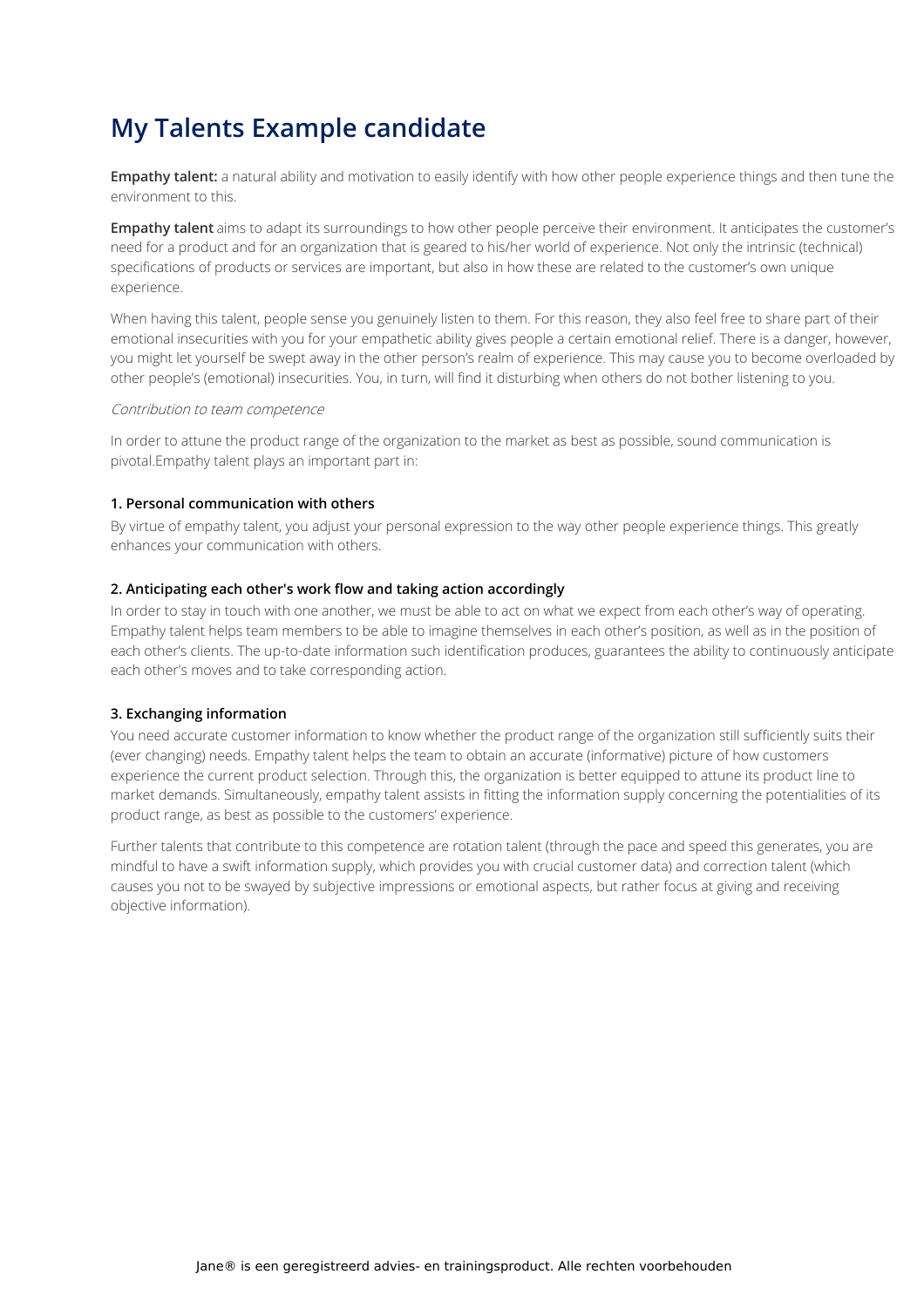# My Talents Example candidate

**Empathy talent:** a natural ability and motivation to easily identify with how other people experience things and then tune the environment to this.

**Empathy talent** aims to adapt its surroundings to how other people perceive their environment. It anticipates the customer's need for a product and for an organization that is geared to his/her world of experience. Not only the intrinsic (technical) specifications of products or services are important, but also in how these are related to the customer's own unique experience.

When having this talent, people sense you genuinely listen to them. For this reason, they also feel free to share part of their emotional insecurities with you for your empathetic ability gives people a certain emotional relief. There is a danger, however, you might let yourself be swept away in the other person's realm of experience. This may cause you to become overloaded by other people's (emotional) insecurities. You, in turn, will find it disturbing when others do not bother listening to you.

*Contribution to team competence*

In order to attune the product range of the organization to the market as best as possible, sound communication is pivotal.Empathy talent plays an important part in:

**1. Personal communication with others**

By virtue of empathy talent, you adjust your personal expression to the way other people experience things. This greatly enhances your communication with others.

**2. Anticipating each other's work flow and taking action accordingly**

In order to stay in touch with one another, we must be able to act on what we expect from each other's way of operating. Empathy talent helps team members to be able to imagine themselves in each other's position, as well as in the position of each other's clients. The up-to-date information such identification produces, guarantees the ability to continuously anticipate each other's moves and to take corresponding action.

**3. Exchanging information**

You need accurate customer information to know whether the product range of the organization still sufficiently suits their (ever changing) needs. Empathy talent helps the team to obtain an accurate (informative) picture of how customers experience the current product selection. Through this, the organization is better equipped to attune its product line to market demands. Simultaneously, empathy talent assists in fitting the information supply concerning the potentialities of its product range, as best as possible to the customers' experience.

Further talents that contribute to this competence are rotation talent (through the pace and speed this generates, you are mindful to have a swift information supply, which provides you with crucial customer data) and correction talent (which causes you not to be swayed by subjective impressions or emotional aspects, but rather focus at giving and receiving objective information).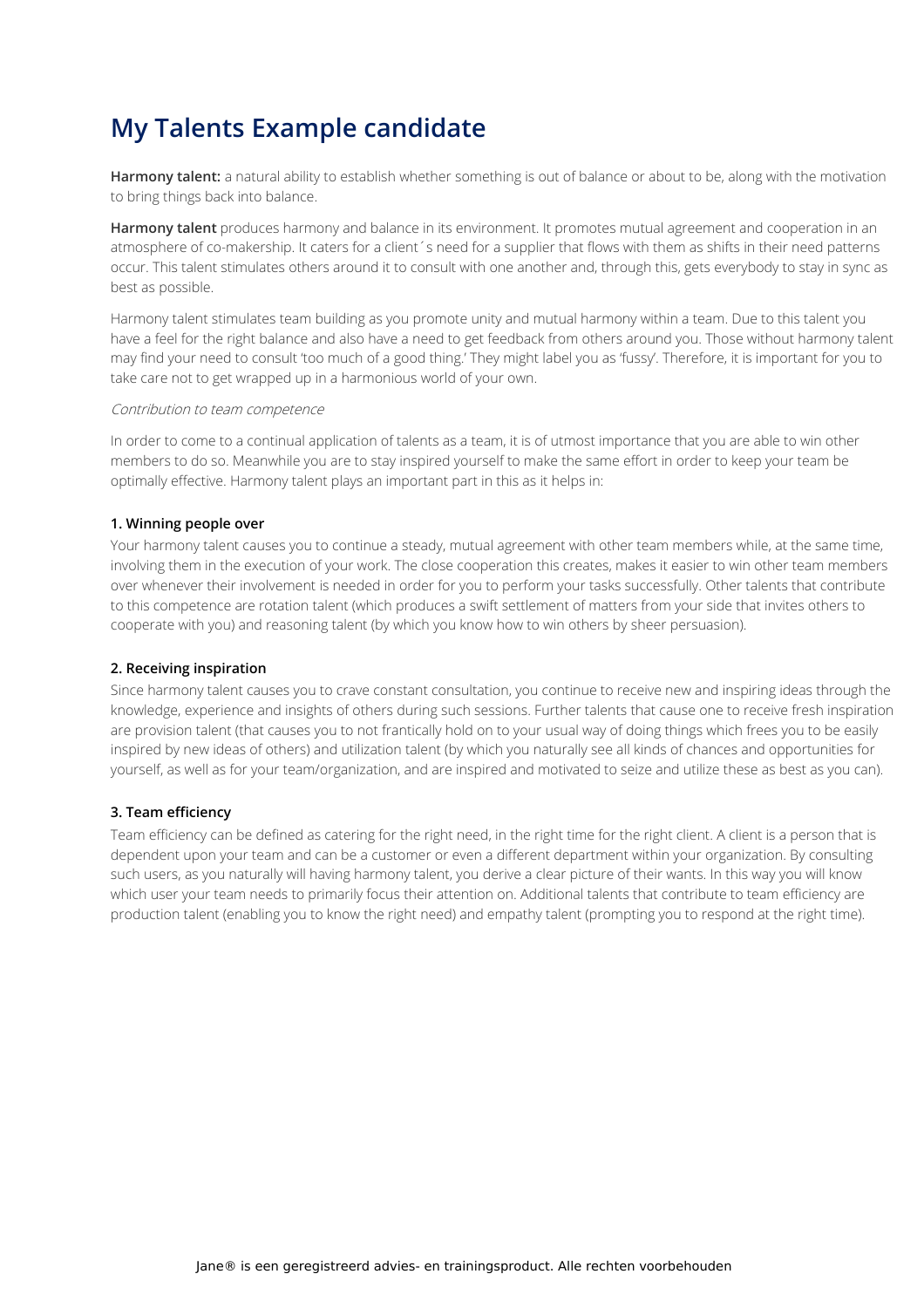# My Talents Example candidate

**Harmony talent:** a natural ability to establish whether something is out of balance or about to be, along with the motivation to bring things back into balance.

**Harmony talent** produces harmony and balance in its environment. It promotes mutual agreement and cooperation in an atmosphere of co-makership. It caters for a client´s need for a supplier that flows with them as shifts in their need patterns occur. This talent stimulates others around it to consult with one another and, through this, gets everybody to stay in sync as best as possible.

Harmony talent stimulates team building as you promote unity and mutual harmony within a team. Due to this talent you have a feel for the right balance and also have a need to get feedback from others around you. Those without harmony talent may find your need to consult 'too much of a good thing.' They might label you as 'fussy'. Therefore, it is important for you to take care not to get wrapped up in a harmonious world of your own.

*Contribution to team competence*

In order to come to a continual application of talents as a team, it is of utmost importance that you are able to win other members to do so. Meanwhile you are to stay inspired yourself to make the same effort in order to keep your team be optimally effective. Harmony talent plays an important part in this as it helps in:

**1. Winning people over**

Your harmony talent causes you to continue a steady, mutual agreement with other team members while, at the same time, involving them in the execution of your work. The close cooperation this creates, makes it easier to win other team members over whenever their involvement is needed in order for you to perform your tasks successfully. Other talents that contribute to this competence are rotation talent (which produces a swift settlement of matters from your side that invites others to cooperate with you) and reasoning talent (by which you know how to win others by sheer persuasion).

**2. Receiving inspiration**

Since harmony talent causes you to crave constant consultation, you continue to receive new and inspiring ideas through the knowledge, experience and insights of others during such sessions. Further talents that cause one to receive fresh inspiration are provision talent (that causes you to not frantically hold on to your usual way of doing things which frees you to be easily inspired by new ideas of others) and utilization talent (by which you naturally see all kinds of chances and opportunities for yourself, as well as for your team/organization, and are inspired and motivated to seize and utilize these as best as you can).

**3. Team efficiency**

Team efficiency can be defined as catering for the right need, in the right time for the right client. A client is a person that is dependent upon your team and can be a customer or even a different department within your organization. By consulting such users, as you naturally will having harmony talent, you derive a clear picture of their wants. In this way you will know which user your team needs to primarily focus their attention on. Additional talents that contribute to team efficiency are production talent (enabling you to know the right need) and empathy talent (prompting you to respond at the right time).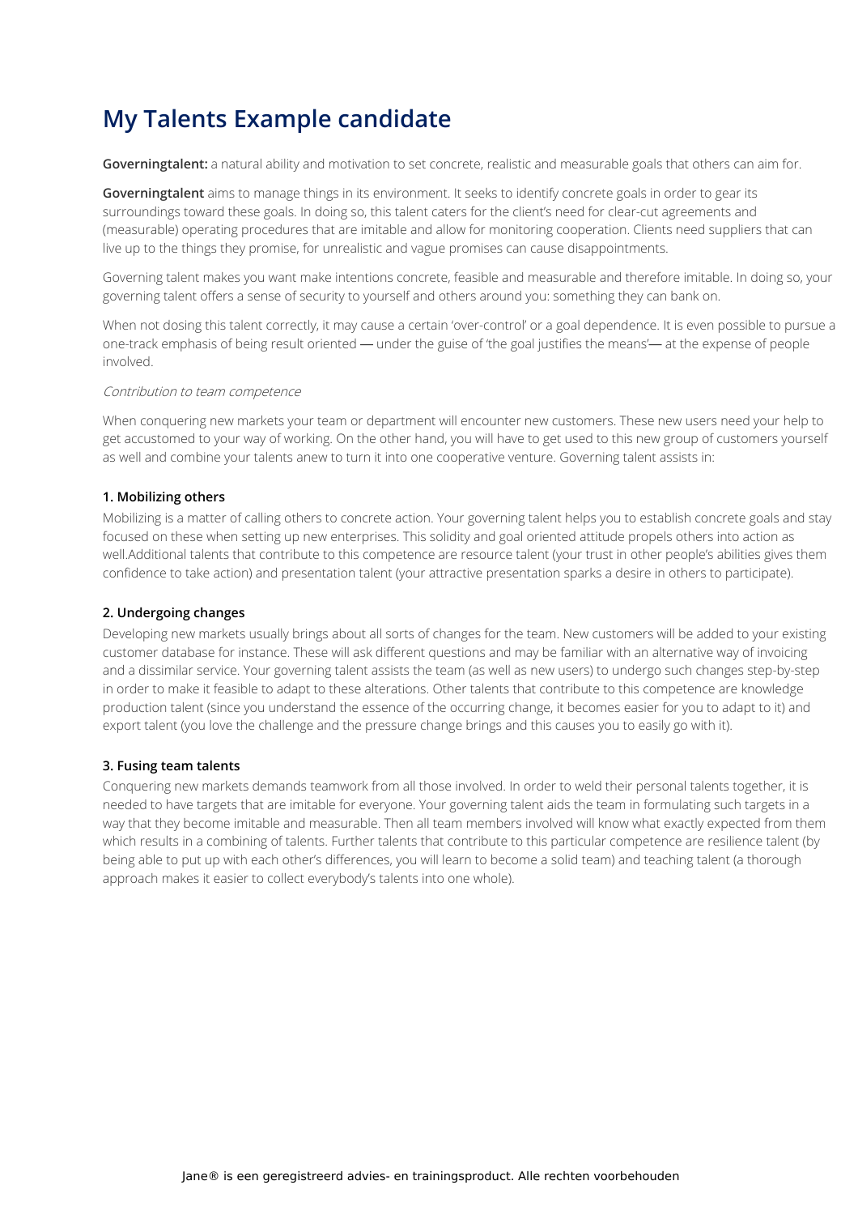# My Talents Example candidate

**Governingtalent:** a natural ability and motivation to set concrete, realistic and measurable goals that others can aim for.

**Governingtalent** aims to manage things in its environment. It seeks to identify concrete goals in order to gear its surroundings toward these goals. In doing so, this talent caters for the client's need for clear-cut agreements and (measurable) operating procedures that are imitable and allow for monitoring cooperation. Clients need suppliers that can live up to the things they promise, for unrealistic and vague promises can cause disappointments.

Governing talent makes you want make intentions concrete, feasible and measurable and therefore imitable. In doing so, your governing talent offers a sense of security to yourself and others around you: something they can bank on.

When not dosing this talent correctly, it may cause a certain 'over-control' or a goal dependence. It is even possible to pursue a one-track emphasis of being result oriented — under the guise of 'the goal justifies the means'— at the expense of people involved.

*Contribution to team competence*

When conquering new markets your team or department will encounter new customers. These new users need your help to get accustomed to your way of working. On the other hand, you will have to get used to this new group of customers yourself as well and combine your talents anew to turn it into one cooperative venture. Governing talent assists in:

#### 1. Mobilizing others

Mobilizing is a matter of calling others to concrete action. Your governing talent helps you to establish concrete goals and stay focused on these when setting up new enterprises. This solidity and goal oriented attitude propels others into action as well.Additional talents that contribute to this competence are resource talent (your trust in other people's abilities gives them confidence to take action) and presentation talent (your attractive presentation sparks a desire in others to participate).

#### 2. Undergoing changes

Developing new markets usually brings about all sorts of changes for the team. New customers will be added to your existing customer database for instance. These will ask different questions and may be familiar with an alternative way of invoicing and a dissimilar service. Your governing talent assists the team (as well as new users) to undergo such changes step-by-step in order to make it feasible to adapt to these alterations. Other talents that contribute to this competence are knowledge production talent (since you understand the essence of the occurring change, it becomes easier for you to adapt to it) and export talent (you love the challenge and the pressure change brings and this causes you to easily go with it).

#### 3. Fusing team talents

Conquering new markets demands teamwork from all those involved. In order to weld their personal talents together, it is needed to have targets that are imitable for everyone. Your governing talent aids the team in formulating such targets in a way that they become imitable and measurable. Then all team members involved will know what exactly expected from them which results in a combining of talents. Further talents that contribute to this particular competence are resilience talent (by being able to put up with each other's differences, you will learn to become a solid team) and teaching talent (a thorough approach makes it easier to collect everybody's talents into one whole).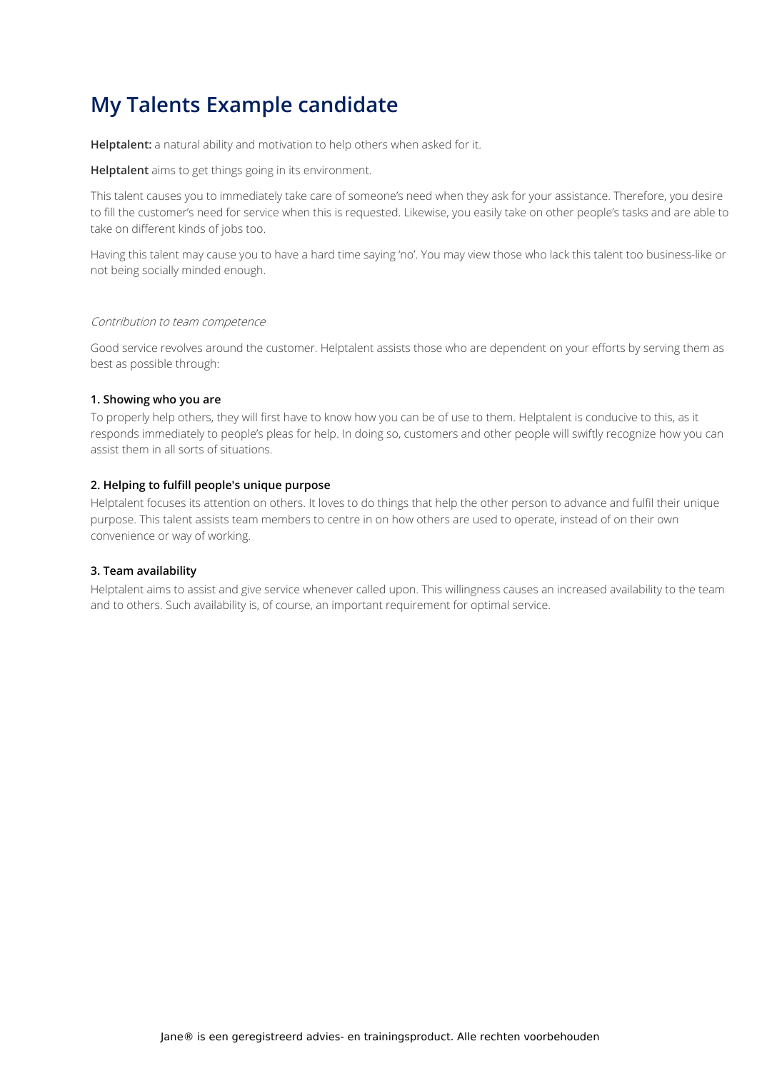# My Talents Example candidate

**Helptalent:** a natural ability and motivation to help others when asked for it.

**Helptalent** aims to get things going in its environment.

This talent causes you to immediately take care of someone's need when they ask for your assistance. Therefore, you desire to fill the customer's need for service when this is requested. Likewise, you easily take on other people's tasks and are able to take on different kinds of jobs too.

Having this talent may cause you to have a hard time saying 'no'. You may view those who lack this talent too business-like or not being socially minded enough.

*Contribution to team competence*

Good service revolves around the customer. Helptalent assists those who are dependent on your efforts by serving them as best as possible through:

**1. Showing who you are**

To properly help others, they will first have to know how you can be of use to them. Helptalent is conducive to this, as it responds immediately to people's pleas for help. In doing so, customers and other people will swiftly recognize how you can assist them in all sorts of situations.

**2. Helping to fulfill people's unique purpose**

Helptalent focuses its attention on others. It loves to do things that help the other person to advance and fulfil their unique purpose. This talent assists team members to centre in on how others are used to operate, instead of on their own convenience or way of working.

**3. Team availability**

Helptalent aims to assist and give service whenever called upon. This willingness causes an increased availability to the team and to others. Such availability is, of course, an important requirement for optimal service.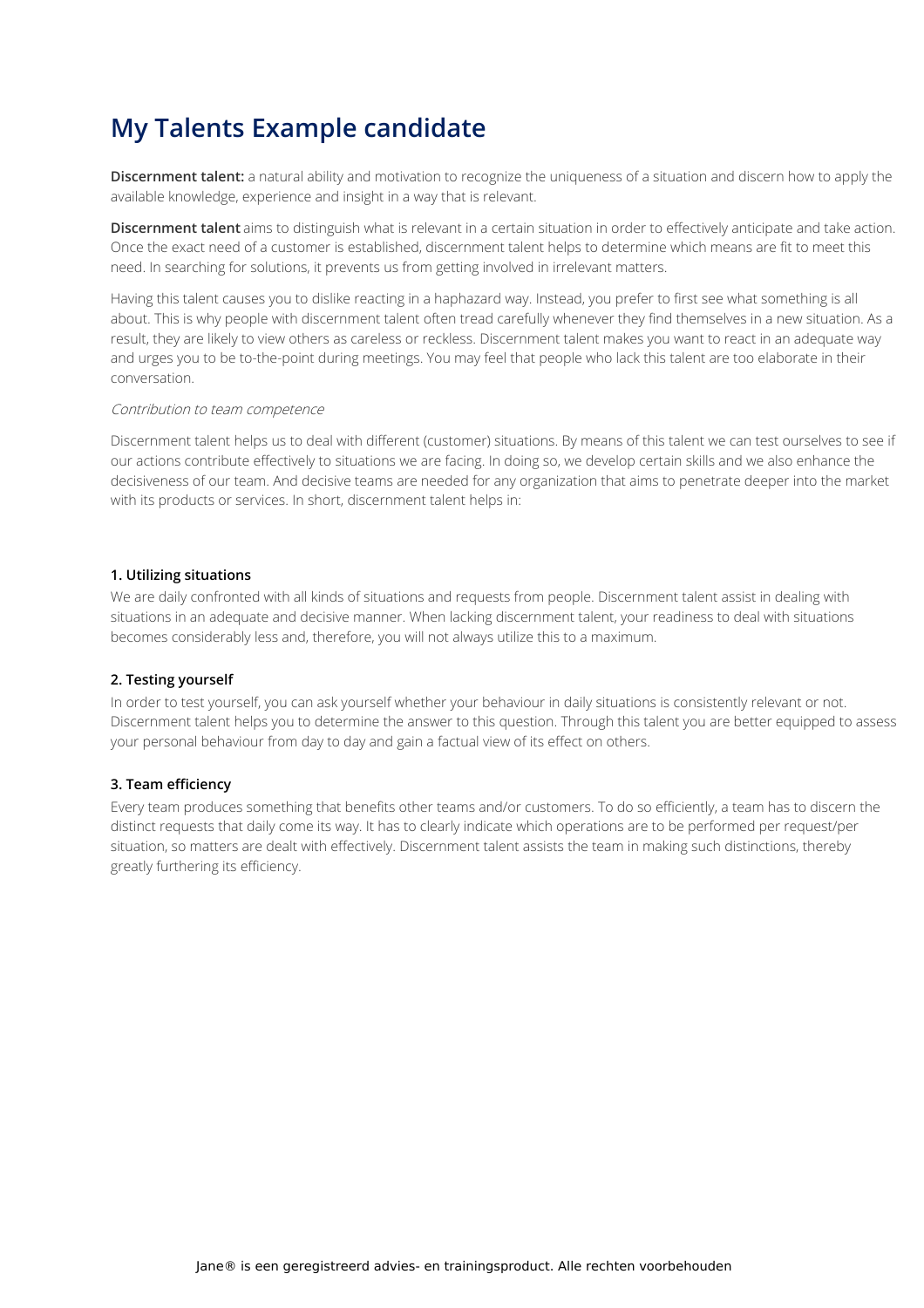# My Talents Example candidate

**Discernment talent:** a natural ability and motivation to recognize the uniqueness of a situation and discern how to apply the available knowledge, experience and insight in a way that is relevant.

**Discernment talent** aims to distinguish what is relevant in a certain situation in order to effectively anticipate and take action. Once the exact need of a customer is established, discernment talent helps to determine which means are fit to meet this need. In searching for solutions, it prevents us from getting involved in irrelevant matters.

Having this talent causes you to dislike reacting in a haphazard way. Instead, you prefer to first see what something is all about. This is why people with discernment talent often tread carefully whenever they find themselves in a new situation. As a result, they are likely to view others as careless or reckless. Discernment talent makes you want to react in an adequate way and urges you to be to-the-point during meetings. You may feel that people who lack this talent are too elaborate in their conversation.

*Contribution to team competence*

Discernment talent helps us to deal with different (customer) situations. By means of this talent we can test ourselves to see if our actions contribute effectively to situations we are facing. In doing so, we develop certain skills and we also enhance the decisiveness of our team. And decisive teams are needed for any organization that aims to penetrate deeper into the market with its products or services. In short, discernment talent helps in:

**1. Utilizing situations**

We are daily confronted with all kinds of situations and requests from people. Discernment talent assist in dealing with situations in an adequate and decisive manner. When lacking discernment talent, your readiness to deal with situations becomes considerably less and, therefore, you will not always utilize this to a maximum.

**2. Testing yourself**

In order to test yourself, you can ask yourself whether your behaviour in daily situations is consistently relevant or not. Discernment talent helps you to determine the answer to this question. Through this talent you are better equipped to assess your personal behaviour from day to day and gain a factual view of its effect on others.

**3. Team efficiency**

Every team produces something that benefits other teams and/or customers. To do so efficiently, a team has to discern the distinct requests that daily come its way. It has to clearly indicate which operations are to be performed per request/per situation, so matters are dealt with effectively. Discernment talent assists the team in making such distinctions, thereby greatly furthering its efficiency.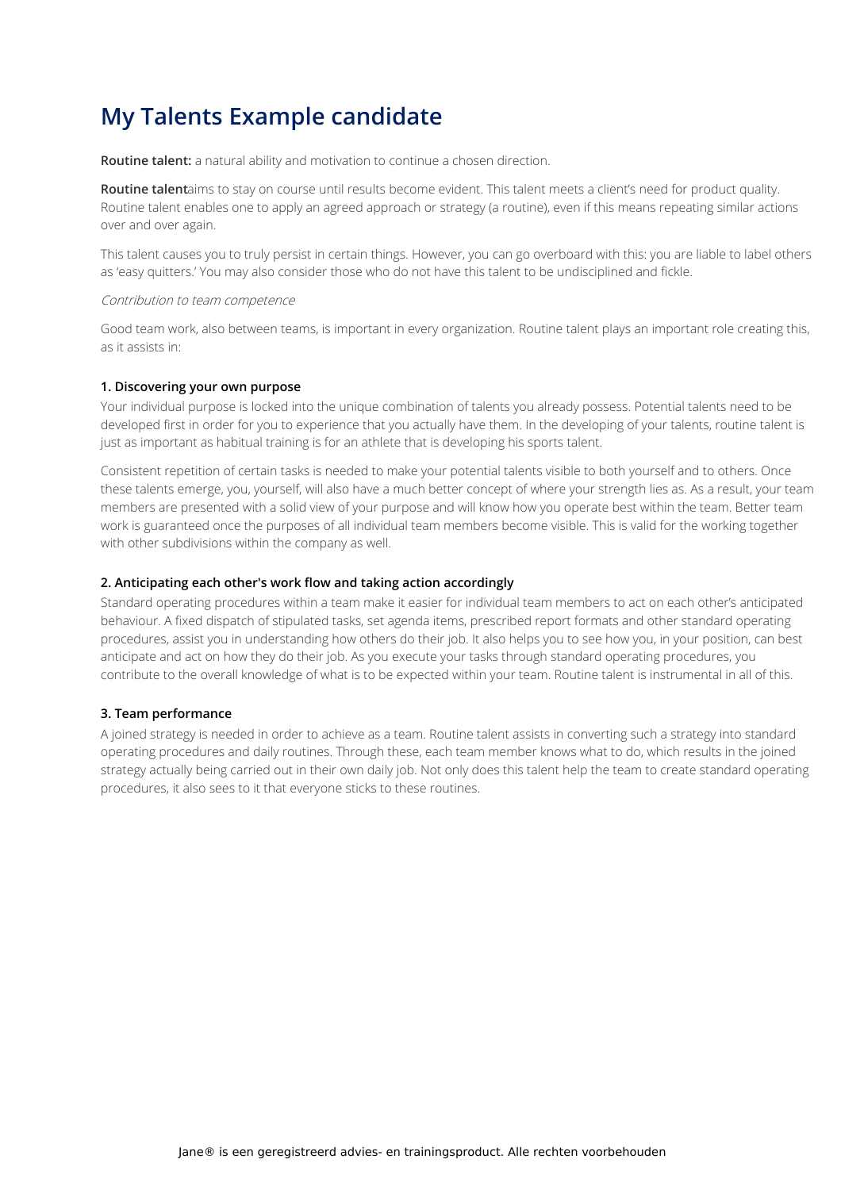# My Talents Example candidate

**Routine talent:** a natural ability and motivation to continue a chosen direction.

**Routine talent**aims to stay on course until results become evident. This talent meets a client's need for product quality. Routine talent enables one to apply an agreed approach or strategy (a routine), even if this means repeating similar actions over and over again.

This talent causes you to truly persist in certain things. However, you can go overboard with this: you are liable to label others as 'easy quitters.' You may also consider those who do not have this talent to be undisciplined and fickle.

*Contribution to team competence*

Good team work, also between teams, is important in every organization. Routine talent plays an important role creating this, as it assists in:

### 1. Discovering your own purpose

Your individual purpose is locked into the unique combination of talents you already possess. Potential talents need to be developed first in order for you to experience that you actually have them. In the developing of your talents, routine talent is just as important as habitual training is for an athlete that is developing his sports talent.

Consistent repetition of certain tasks is needed to make your potential talents visible to both yourself and to others. Once these talents emerge, you, yourself, will also have a much better concept of where your strength lies as. As a result, your team members are presented with a solid view of your purpose and will know how you operate best within the team. Better team work is guaranteed once the purposes of all individual team members become visible. This is valid for the working together with other subdivisions within the company as well.

### 2. Anticipating each other's work flow and taking action accordingly

Standard operating procedures within a team make it easier for individual team members to act on each other's anticipated behaviour. A fixed dispatch of stipulated tasks, set agenda items, prescribed report formats and other standard operating procedures, assist you in understanding how others do their job. It also helps you to see how you, in your position, can best anticipate and act on how they do their job. As you execute your tasks through standard operating procedures, you contribute to the overall knowledge of what is to be expected within your team. Routine talent is instrumental in all of this.

### 3. Team performance

A joined strategy is needed in order to achieve as a team. Routine talent assists in converting such a strategy into standard operating procedures and daily routines. Through these, each team member knows what to do, which results in the joined strategy actually being carried out in their own daily job. Not only does this talent help the team to create standard operating procedures, it also sees to it that everyone sticks to these routines.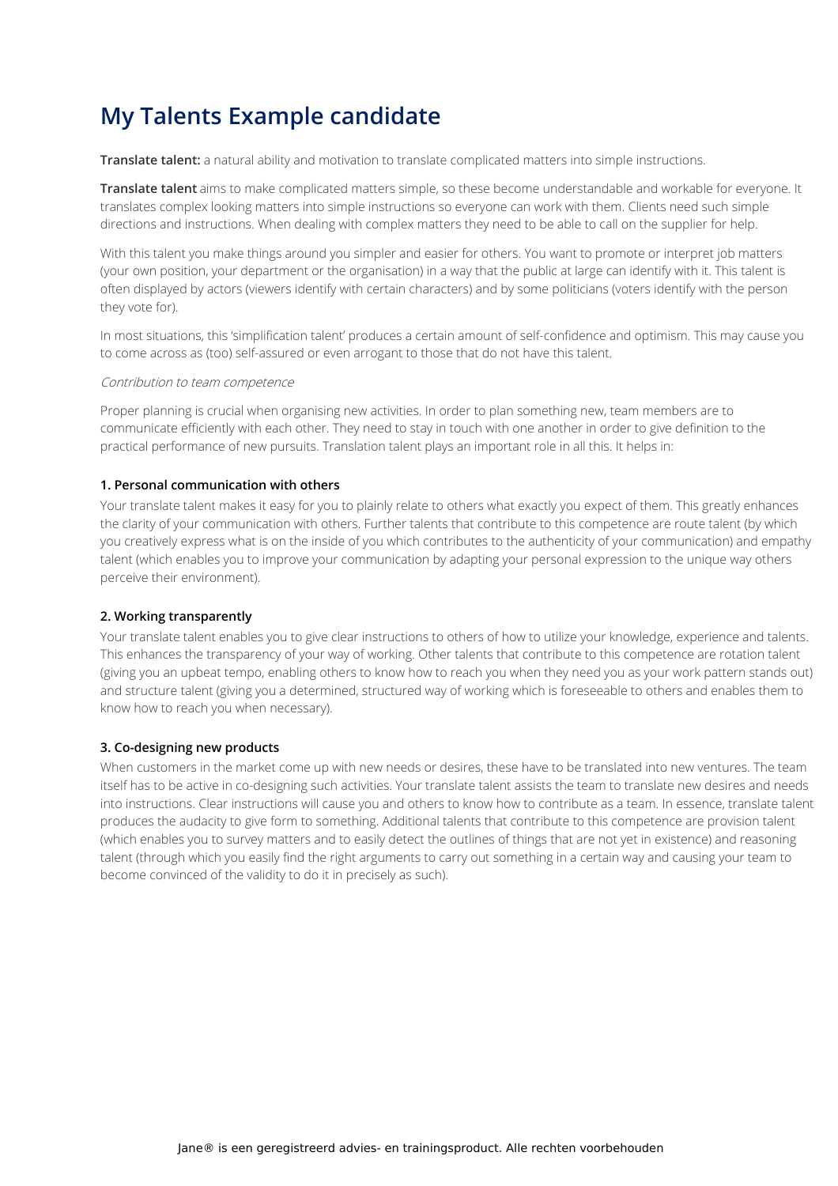# My Talents Example candidate

**Translate talent:** a natural ability and motivation to translate complicated matters into simple instructions.

**Translate talent** aims to make complicated matters simple, so these become understandable and workable for everyone. It translates complex looking matters into simple instructions so everyone can work with them. Clients need such simple directions and instructions. When dealing with complex matters they need to be able to call on the supplier for help.

With this talent you make things around you simpler and easier for others. You want to promote or interpret job matters (your own position, your department or the organisation) in a way that the public at large can identify with it. This talent is often displayed by actors (viewers identify with certain characters) and by some politicians (voters identify with the person they vote for).

In most situations, this 'simplification talent' produces a certain amount of self-confidence and optimism. This may cause you to come across as (too) self-assured or even arrogant to those that do not have this talent.

*Contribution to team competence*

Proper planning is crucial when organising new activities. In order to plan something new, team members are to communicate efficiently with each other. They need to stay in touch with one another in order to give definition to the practical performance of new pursuits. Translation talent plays an important role in all this. It helps in:

### 1. Personal communication with others

Your translate talent makes it easy for you to plainly relate to others what exactly you expect of them. This greatly enhances the clarity of your communication with others. Further talents that contribute to this competence are route talent (by which you creatively express what is on the inside of you which contributes to the authenticity of your communication) and empathy talent (which enables you to improve your communication by adapting your personal expression to the unique way others perceive their environment).

### 2. Working transparently

Your translate talent enables you to give clear instructions to others of how to utilize your knowledge, experience and talents. This enhances the transparency of your way of working. Other talents that contribute to this competence are rotation talent (giving you an upbeat tempo, enabling others to know how to reach you when they need you as your work pattern stands out) and structure talent (giving you a determined, structured way of working which is foreseeable to others and enables them to know how to reach you when necessary).

### 3. Co-designing new products

When customers in the market come up with new needs or desires, these have to be translated into new ventures. The team itself has to be active in co-designing such activities. Your translate talent assists the team to translate new desires and needs into instructions. Clear instructions will cause you and others to know how to contribute as a team. In essence, translate talent produces the audacity to give form to something. Additional talents that contribute to this competence are provision talent (which enables you to survey matters and to easily detect the outlines of things that are not yet in existence) and reasoning talent (through which you easily find the right arguments to carry out something in a certain way and causing your team to become convinced of the validity to do it in precisely as such).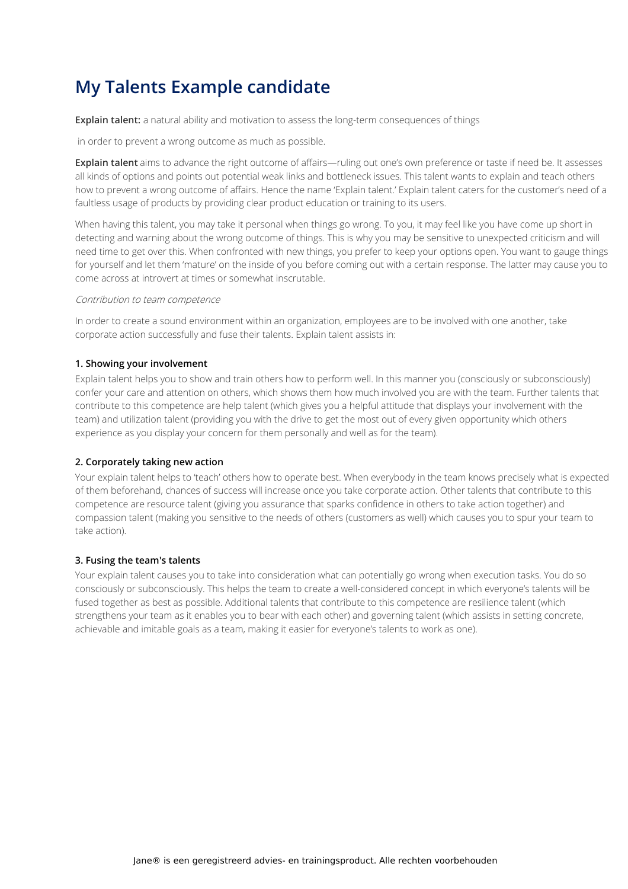# My Talents Example candidate

**Explain talent:** a natural ability and motivation to assess the long-term consequences of things

in order to prevent a wrong outcome as much as possible.

**Explain talent** aims to advance the right outcome of affairs—ruling out one's own preference or taste if need be. It assesses all kinds of options and points out potential weak links and bottleneck issues. This talent wants to explain and teach others how to prevent a wrong outcome of affairs. Hence the name 'Explain talent.' Explain talent caters for the customer's need of a faultless usage of products by providing clear product education or training to its users.

When having this talent, you may take it personal when things go wrong. To you, it may feel like you have come up short in detecting and warning about the wrong outcome of things. This is why you may be sensitive to unexpected criticism and will need time to get over this. When confronted with new things, you prefer to keep your options open. You want to gauge things for yourself and let them 'mature' on the inside of you before coming out with a certain response. The latter may cause you to come across at introvert at times or somewhat inscrutable.

*Contribution to team competence*

In order to create a sound environment within an organization, employees are to be involved with one another, take corporate action successfully and fuse their talents. Explain talent assists in:

**1. Showing your involvement**

Explain talent helps you to show and train others how to perform well. In this manner you (consciously or subconsciously) confer your care and attention on others, which shows them how much involved you are with the team. Further talents that contribute to this competence are help talent (which gives you a helpful attitude that displays your involvement with the team) and utilization talent (providing you with the drive to get the most out of every given opportunity which others experience as you display your concern for them personally and well as for the team).

**2. Corporately taking new action**

Your explain talent helps to 'teach' others how to operate best. When everybody in the team knows precisely what is expected of them beforehand, chances of success will increase once you take corporate action. Other talents that contribute to this competence are resource talent (giving you assurance that sparks confidence in others to take action together) and compassion talent (making you sensitive to the needs of others (customers as well) which causes you to spur your team to take action).

**3. Fusing the team's talents**

Your explain talent causes you to take into consideration what can potentially go wrong when execution tasks. You do so consciously or subconsciously. This helps the team to create a well-considered concept in which everyone's talents will be fused together as best as possible. Additional talents that contribute to this competence are resilience talent (which strengthens your team as it enables you to bear with each other) and governing talent (which assists in setting concrete, achievable and imitable goals as a team, making it easier for everyone's talents to work as one).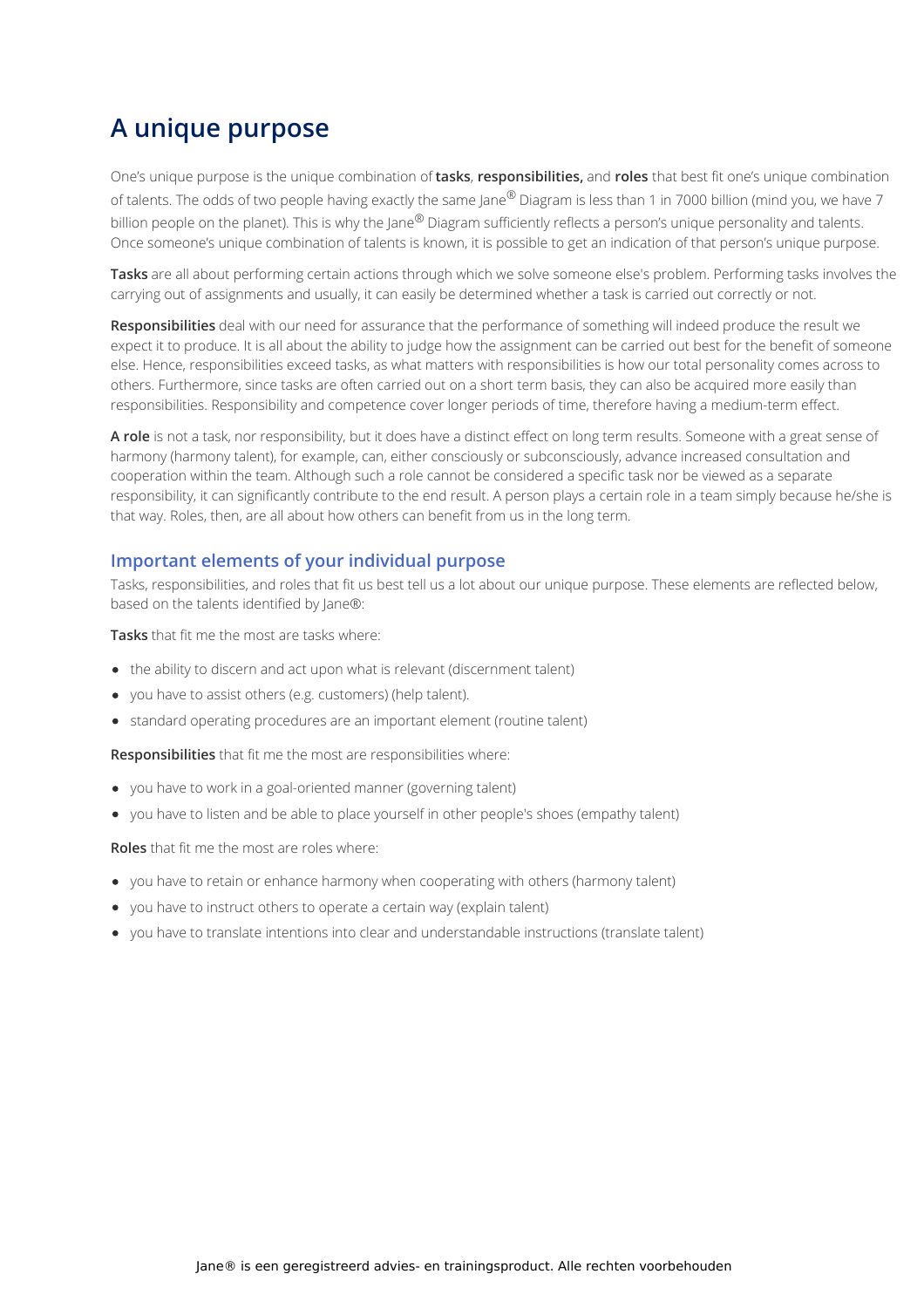# A unique purpose

One's unique purpose is the unique combination of **tasks**, **responsibilities,** and **roles** that best fit one's unique combination of talents. The odds of two people having exactly the same Jane® Diagram is less than 1 in 7000 billion (mind you, we have 7 billion people on the planet). This is why the Jane® Diagram sufficiently reflects a person's unique personality and talents. Once someone's unique combination of talents is known, it is possible to get an indication of that person's unique purpose.

**Tasks** are all about performing certain actions through which we solve someone else's problem. Performing tasks involves the carrying out of assignments and usually, it can easily be determined whether a task is carried out correctly or not.

**Responsibilities** deal with our need for assurance that the performance of something will indeed produce the result we expect it to produce. It is all about the ability to judge how the assignment can be carried out best for the benefit of someone else. Hence, responsibilities exceed tasks, as what matters with responsibilities is how our total personality comes across to others. Furthermore, since tasks are often carried out on a short term basis, they can also be acquired more easily than responsibilities. Responsibility and competence cover longer periods of time, therefore having a medium-term effect.

**A role** is not a task, nor responsibility, but it does have a distinct effect on long term results. Someone with a great sense of harmony (harmony talent), for example, can, either consciously or subconsciously, advance increased consultation and cooperation within the team. Although such a role cannot be considered a specific task nor be viewed as a separate responsibility, it can significantly contribute to the end result. A person plays a certain role in a team simply because he/she is that way. Roles, then, are all about how others can benefit from us in the long term.

## Important elements of your individual purpose

Tasks, responsibilities, and roles that fit us best tell us a lot about our unique purpose. These elements are reflected below, based on the talents identified by Jane®:

**Tasks** that fit me the most are tasks where:

- the ability to discern and act upon what is relevant (discernment talent)
- you have to assist others (e.g. customers) (help talent).
- standard operating procedures are an important element (routine talent)

**Responsibilities** that fit me the most are responsibilities where:

- you have to work in a goal-oriented manner (governing talent)
- you have to listen and be able to place yourself in other people's shoes (empathy talent)

**Roles** that fit me the most are roles where:

- you have to retain or enhance harmony when cooperating with others (harmony talent)
- you have to instruct others to operate a certain way (explain talent)
- you have to translate intentions into clear and understandable instructions (translate talent)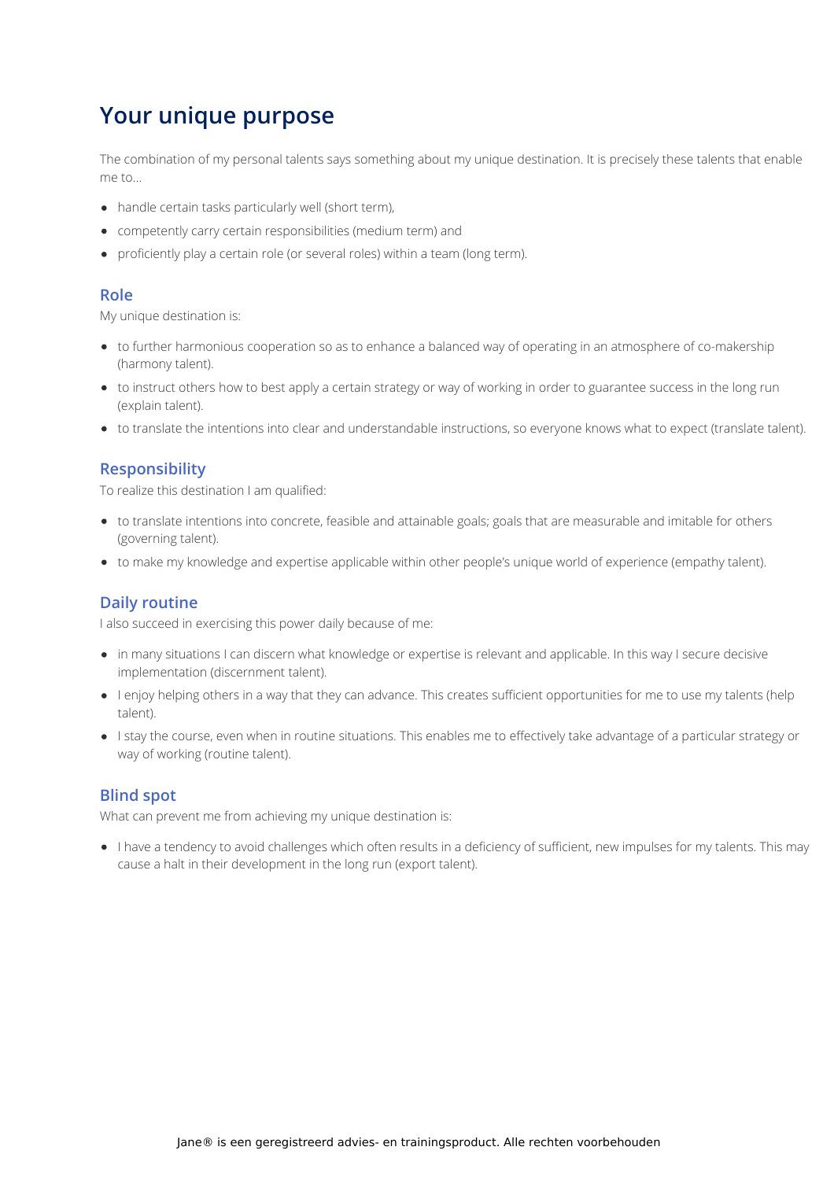# Your unique purpose

The combination of my personal talents says something about my unique destination. It is precisely these talents that enable me to...

- handle certain tasks particularly well (short term),
- competently carry certain responsibilities (medium term) and
- proficiently play a certain role (or several roles) within a team (long term).

## Role

My unique destination is:

- to further harmonious cooperation so as to enhance a balanced way of operating in an atmosphere of co-makership (harmony talent).
- to instruct others how to best apply a certain strategy or way of working in order to guarantee success in the long run (explain talent).
- to translate the intentions into clear and understandable instructions, so everyone knows what to expect (translate talent).

## Responsibility

To realize this destination I am qualified:

- to translate intentions into concrete, feasible and attainable goals; goals that are measurable and imitable for others (governing talent).
- to make my knowledge and expertise applicable within other people's unique world of experience (empathy talent).

## Daily routine

I also succeed in exercising this power daily because of me:

- in many situations I can discern what knowledge or expertise is relevant and applicable. In this way I secure decisive implementation (discernment talent).
- I enjoy helping others in a way that they can advance. This creates sufficient opportunities for me to use my talents (help talent).
- I stay the course, even when in routine situations. This enables me to effectively take advantage of a particular strategy or way of working (routine talent).

## Blind spot

What can prevent me from achieving my unique destination is:

- I have a tendency to avoid challenges which often results in a deficiency of sufficient, new impulses for my talents. This may cause a halt in their development in the long run (export talent).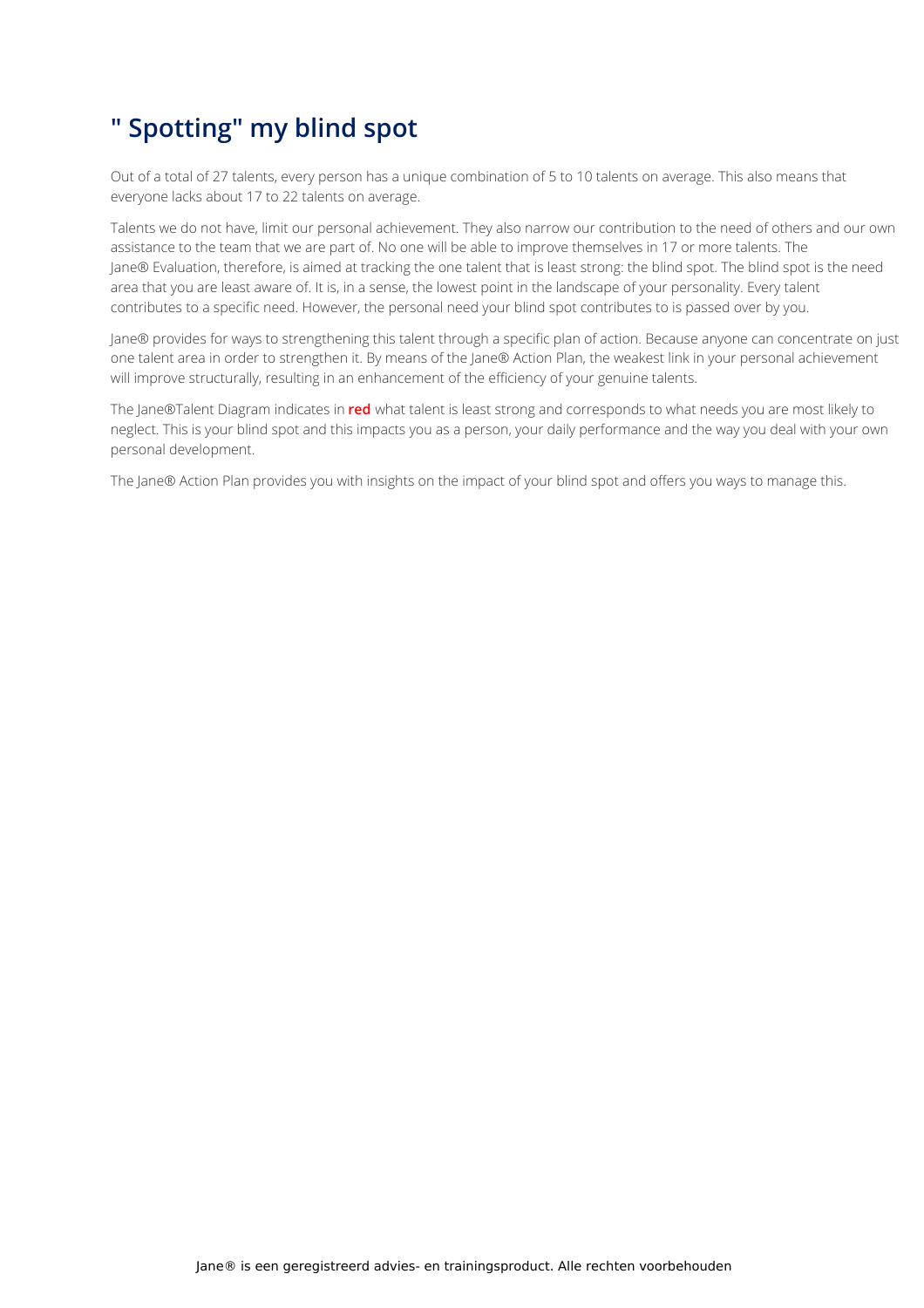# " Spotting" my blind spot

Out of a total of 27 talents, every person has a unique combination of 5 to 10 talents on average. This also means that everyone lacks about 17 to 22 talents on average.

Talents we do not have, limit our personal achievement. They also narrow our contribution to the need of others and our own assistance to the team that we are part of. No one will be able to improve themselves in 17 or more talents. The Jane® Evaluation, therefore, is aimed at tracking the one talent that is least strong: the blind spot. The blind spot is the need area that you are least aware of. It is, in a sense, the lowest point in the landscape of your personality. Every talent contributes to a specific need. However, the personal need your blind spot contributes to is passed over by you.

Jane® provides for ways to strengthening this talent through a specific plan of action. Because anyone can concentrate on just one talent area in order to strengthen it. By means of the Jane® Action Plan, the weakest link in your personal achievement will improve structurally, resulting in an enhancement of the efficiency of your genuine talents.

The Jane®Talent Diagram indicates in **red** what talent is least strong and corresponds to what needs you are most likely to neglect. This is your blind spot and this impacts you as a person, your daily performance and the way you deal with your own personal development.

The Jane® Action Plan provides you with insights on the impact of your blind spot and offers you ways to manage this.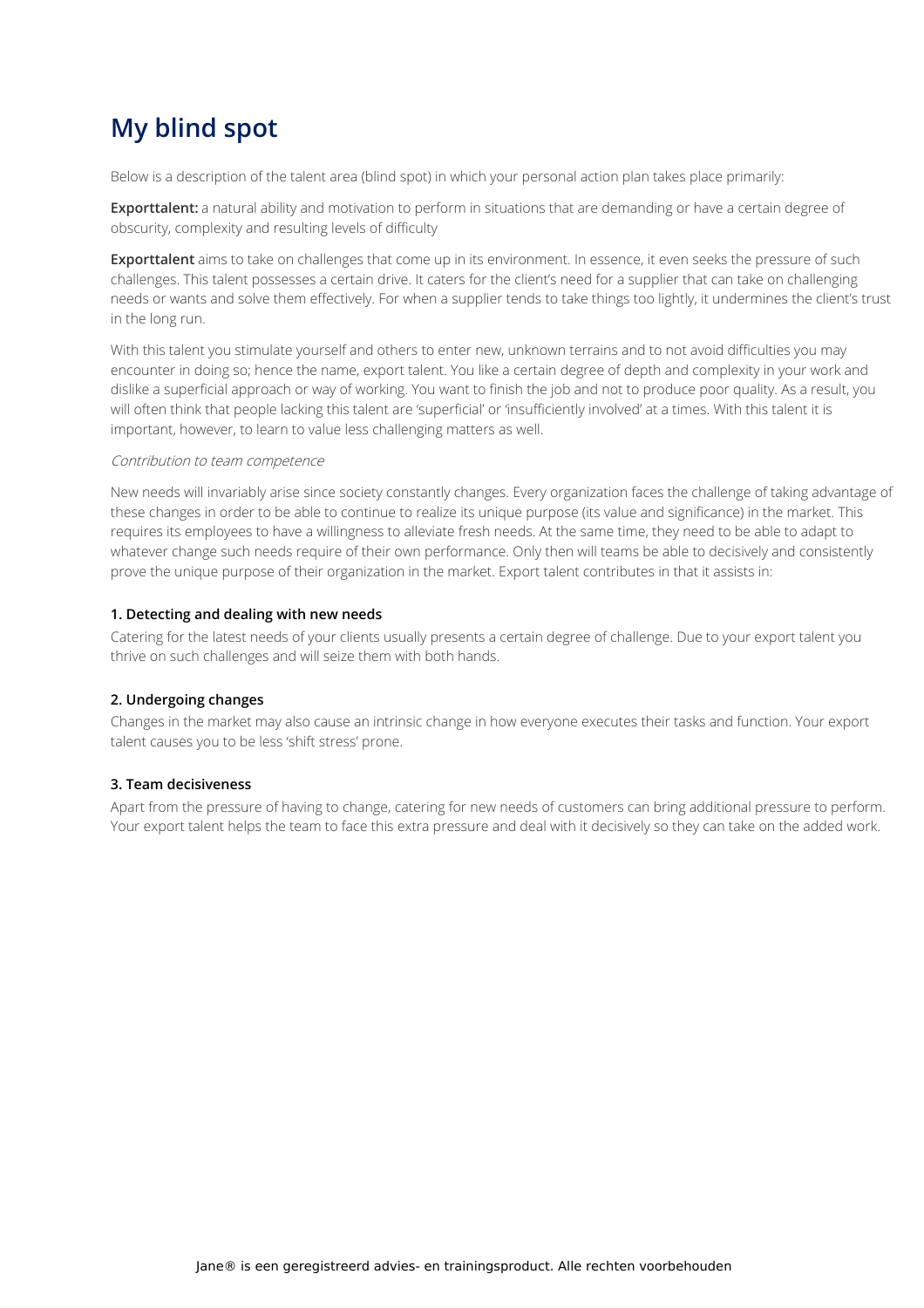# My blind spot

Below is a description of the talent area (blind spot) in which your personal action plan takes place primarily:

**Exporttalent:** a natural ability and motivation to perform in situations that are demanding or have a certain degree of obscurity, complexity and resulting levels of difficulty

**Exporttalent** aims to take on challenges that come up in its environment. In essence, it even seeks the pressure of such challenges. This talent possesses a certain drive. It caters for the client's need for a supplier that can take on challenging needs or wants and solve them effectively. For when a supplier tends to take things too lightly, it undermines the client's trust in the long run.

With this talent you stimulate yourself and others to enter new, unknown terrains and to not avoid difficulties you may encounter in doing so; hence the name, export talent. You like a certain degree of depth and complexity in your work and dislike a superficial approach or way of working. You want to finish the job and not to produce poor quality. As a result, you will often think that people lacking this talent are 'superficial' or 'insufficiently involved' at a times. With this talent it is important, however, to learn to value less challenging matters as well.

*Contribution to team competence*

New needs will invariably arise since society constantly changes. Every organization faces the challenge of taking advantage of these changes in order to be able to continue to realize its unique purpose (its value and significance) in the market. This requires its employees to have a willingness to alleviate fresh needs. At the same time, they need to be able to adapt to whatever change such needs require of their own performance. Only then will teams be able to decisively and consistently prove the unique purpose of their organization in the market. Export talent contributes in that it assists in:

**1. Detecting and dealing with new needs**

Catering for the latest needs of your clients usually presents a certain degree of challenge. Due to your export talent you thrive on such challenges and will seize them with both hands.

**2. Undergoing changes**

Changes in the market may also cause an intrinsic change in how everyone executes their tasks and function. Your export talent causes you to be less 'shift stress' prone.

**3. Team decisiveness**

Apart from the pressure of having to change, catering for new needs of customers can bring additional pressure to perform. Your export talent helps the team to face this extra pressure and deal with it decisively so they can take on the added work.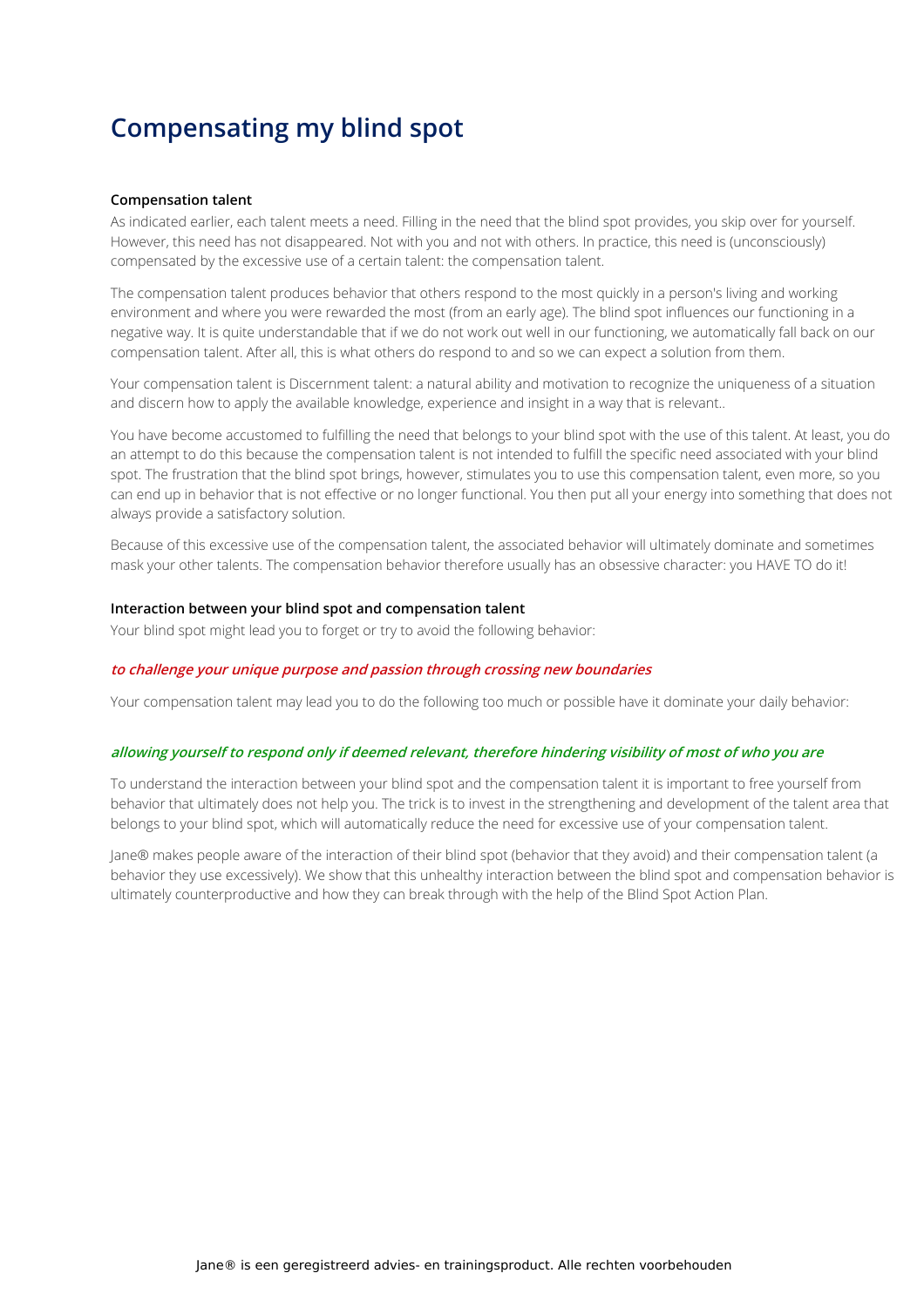# Compensating my blind spot

**Compensation talent**

As indicated earlier, each talent meets a need. Filling in the need that the blind spot provides, you skip over for yourself. However, this need has not disappeared. Not with you and not with others. In practice, this need is (unconsciously) compensated by the excessive use of a certain talent: the compensation talent.

The compensation talent produces behavior that others respond to the most quickly in a person's living and working environment and where you were rewarded the most (from an early age). The blind spot influences our functioning in a negative way. It is quite understandable that if we do not work out well in our functioning, we automatically fall back on our compensation talent. After all, this is what others do respond to and so we can expect a solution from them.

Your compensation talent is Discernment talent: a natural ability and motivation to recognize the uniqueness of a situation and discern how to apply the available knowledge, experience and insight in a way that is relevant..

You have become accustomed to fulfilling the need that belongs to your blind spot with the use of this talent. At least, you do an attempt to do this because the compensation talent is not intended to fulfill the specific need associated with your blind spot. The frustration that the blind spot brings, however, stimulates you to use this compensation talent, even more, so you can end up in behavior that is not effective or no longer functional. You then put all your energy into something that does not always provide a satisfactory solution.

Because of this excessive use of the compensation talent, the associated behavior will ultimately dominate and sometimes mask your other talents. The compensation behavior therefore usually has an obsessive character: you HAVE TO do it!

**Interaction between your blind spot and compensation talent**

Your blind spot might lead you to forget or try to avoid the following behavior:

***to challenge your unique purpose and passion through crossing new boundaries***

Your compensation talent may lead you to do the following too much or possible have it dominate your daily behavior:

***allowing yourself to respond only if deemed relevant, therefore hindering visibility of most of who you are***

To understand the interaction between your blind spot and the compensation talent it is important to free yourself from behavior that ultimately does not help you. The trick is to invest in the strengthening and development of the talent area that belongs to your blind spot, which will automatically reduce the need for excessive use of your compensation talent.

Jane® makes people aware of the interaction of their blind spot (behavior that they avoid) and their compensation talent (a behavior they use excessively). We show that this unhealthy interaction between the blind spot and compensation behavior is ultimately counterproductive and how they can break through with the help of the Blind Spot Action Plan.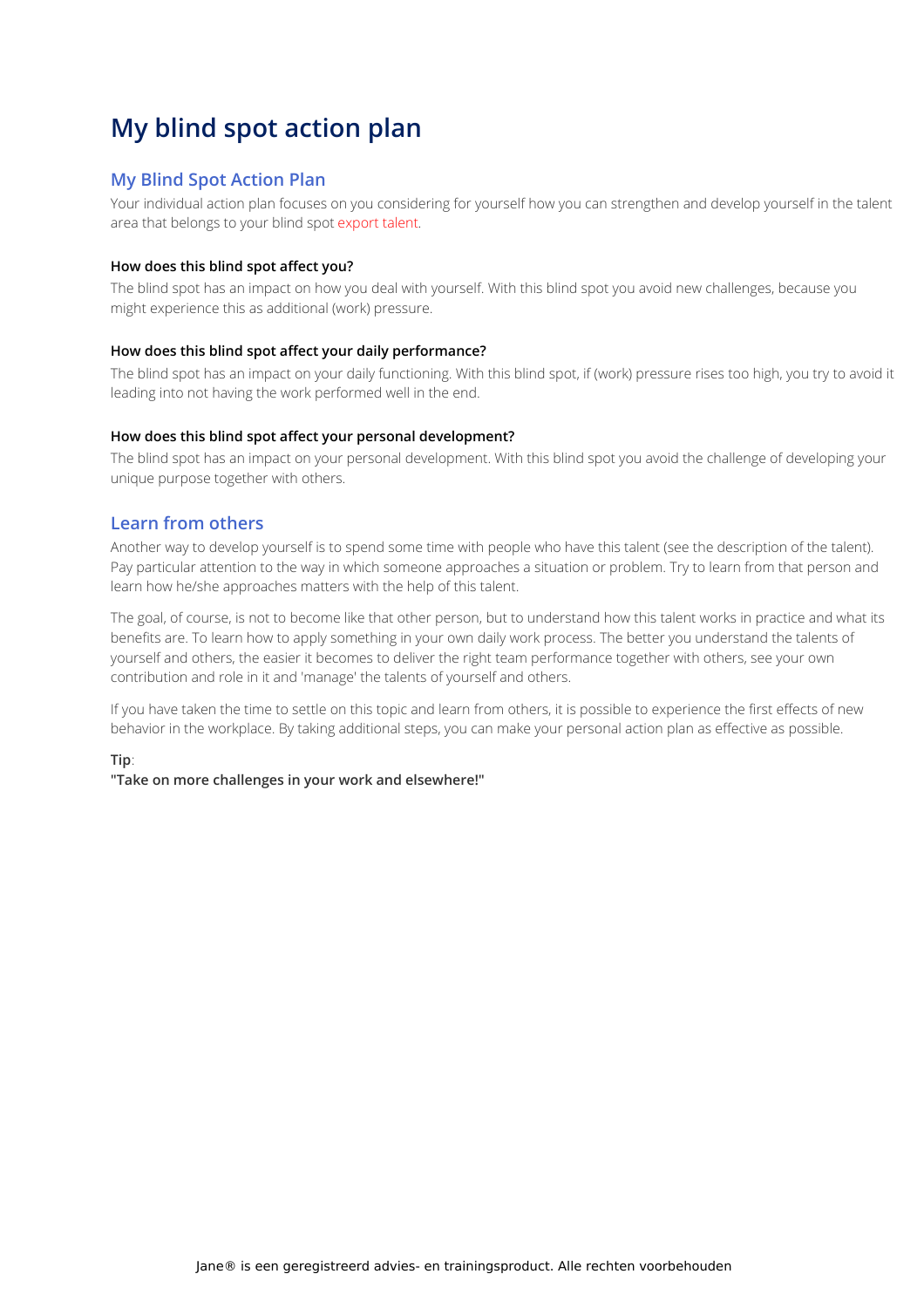# My blind spot action plan

## My Blind Spot Action Plan

Your individual action plan focuses on you considering for yourself how you can strengthen and develop yourself in the talent area that belongs to your blind spot export talent.

**How does this blind spot affect you?**

The blind spot has an impact on how you deal with yourself. With this blind spot you avoid new challenges, because you might experience this as additional (work) pressure.

**How does this blind spot affect your daily performance?**

The blind spot has an impact on your daily functioning. With this blind spot, if (work) pressure rises too high, you try to avoid it leading into not having the work performed well in the end.

**How does this blind spot affect your personal development?**

The blind spot has an impact on your personal development. With this blind spot you avoid the challenge of developing your unique purpose together with others.

## Learn from others

Another way to develop yourself is to spend some time with people who have this talent (see the description of the talent). Pay particular attention to the way in which someone approaches a situation or problem. Try to learn from that person and learn how he/she approaches matters with the help of this talent.

The goal, of course, is not to become like that other person, but to understand how this talent works in practice and what its benefits are. To learn how to apply something in your own daily work process. The better you understand the talents of yourself and others, the easier it becomes to deliver the right team performance together with others, see your own contribution and role in it and 'manage' the talents of yourself and others.

If you have taken the time to settle on this topic and learn from others, it is possible to experience the first effects of new behavior in the workplace. By taking additional steps, you can make your personal action plan as effective as possible.

**Tip**:
**"Take on more challenges in your work and elsewhere!"**